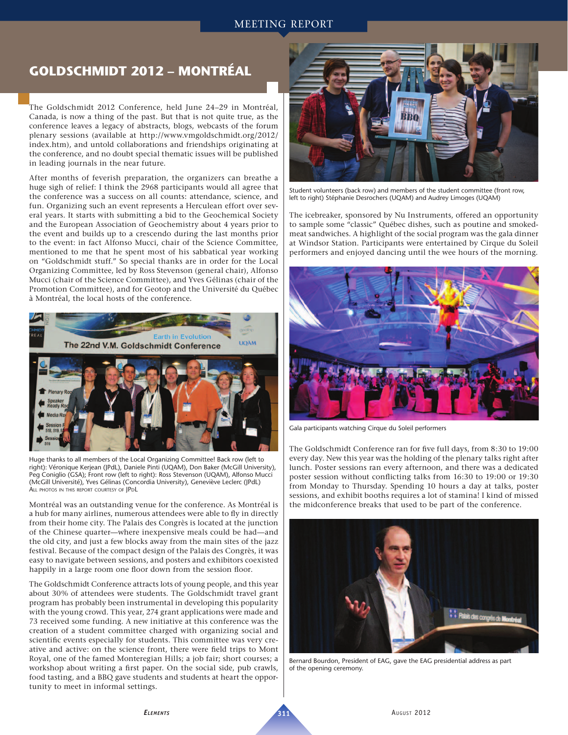# GOLDSCHMIDT 2012 – MONTRÉAL

The Goldschmidt 2012 Conference, held June 24–29 in Montréal, Canada, is now a thing of the past. But that is not quite true, as the conference leaves a legacy of abstracts, blogs, webcasts of the forum plenary sessions (available at http://www.vmgoldschmidt.org/2012/index.htm), and untold collaborations and friendships originating at the conference, and no doubt special thematic issues will be published in leading journals in the near future.

After months of feverish preparation, the organizers can breathe a huge sigh of relief: I think the 2968 participants would all agree that the conference was a success on all counts: attendance, science, and fun. Organizing such an event represents a Herculean effort over several years. It starts with submitting a bid to the Geochemical Society and the European Association of Geochemistry about 4 years prior to the event and builds up to a crescendo during the last months prior to the event: in fact Alfonso Mucci, chair of the Science Committee, mentioned to me that he spent most of his sabbatical year working on "Goldschmidt stuff." So special thanks are in order for the Local Organizing Committee, led by Ross Stevenson (general chair), Alfonso Mucci (chair of the Science Committee), and Yves Gélinas (chair of the Promotion Committee), and for Geotop and the Université du Québec à Montréal, the local hosts of the conference.

Huge thanks to all members of the Local Organizing Committee! Back row (left to right): Véronique Kerjean (JPdL), Daniele Pinti (UQAM), Don Baker (McGill University), Peg Coniglio (GSA); Front row (left to right): Ross Stevenson (UQAM), Alfonso Mucci (McGill Université), Yves Gélinas (Concordia University), Geneviève Leclerc (JPdL)
ALL PHOTOS IN THIS REPORT COURTESY OF JPDL

Montréal was an outstanding venue for the conference. As Montréal is a hub for many airlines, numerous attendees were able to fly in directly from their home city. The Palais des Congrès is located at the junction of the Chinese quarter—where inexpensive meals could be had—and the old city, and just a few blocks away from the main sites of the jazz festival. Because of the compact design of the Palais des Congrès, it was easy to navigate between sessions, and posters and exhibitors coexisted happily in a large room one floor down from the session floor.

The Goldschmidt Conference attracts lots of young people, and this year about 30% of attendees were students. The Goldschmidt travel grant program has probably been instrumental in developing this popularity with the young crowd. This year, 274 grant applications were made and 73 received some funding. A new initiative at this conference was the creation of a student committee charged with organizing social and scientific events especially for students. This committee was very creative and active: on the science front, there were field trips to Mont Royal, one of the famed Monteregian Hills; a job fair; short courses; a workshop about writing a first paper. On the social side, pub crawls, food tasting, and a BBQ gave students and students at heart the opportunity to meet in informal settings.

Student volunteers (back row) and members of the student committee (front row, left to right) Stéphanie Desrochers (UQAM) and Audrey Limoges (UQAM)

The icebreaker, sponsored by Nu Instruments, offered an opportunity to sample some "classic" Québec dishes, such as poutine and smoked-meat sandwiches. A highlight of the social program was the gala dinner at Windsor Station. Participants were entertained by Cirque du Soleil performers and enjoyed dancing until the wee hours of the morning.

Gala participants watching Cirque du Soleil performers

The Goldschmidt Conference ran for five full days, from 8:30 to 19:00 every day. New this year was the holding of the plenary talks right after lunch. Poster sessions ran every afternoon, and there was a dedicated poster session without conflicting talks from 16:30 to 19:00 or 19:30 from Monday to Thursday. Spending 10 hours a day at talks, poster sessions, and exhibit booths requires a lot of stamina! I kind of missed the midconference breaks that used to be part of the conference.

Bernard Bourdon, President of EAG, gave the EAG presidential address as part of the opening ceremony.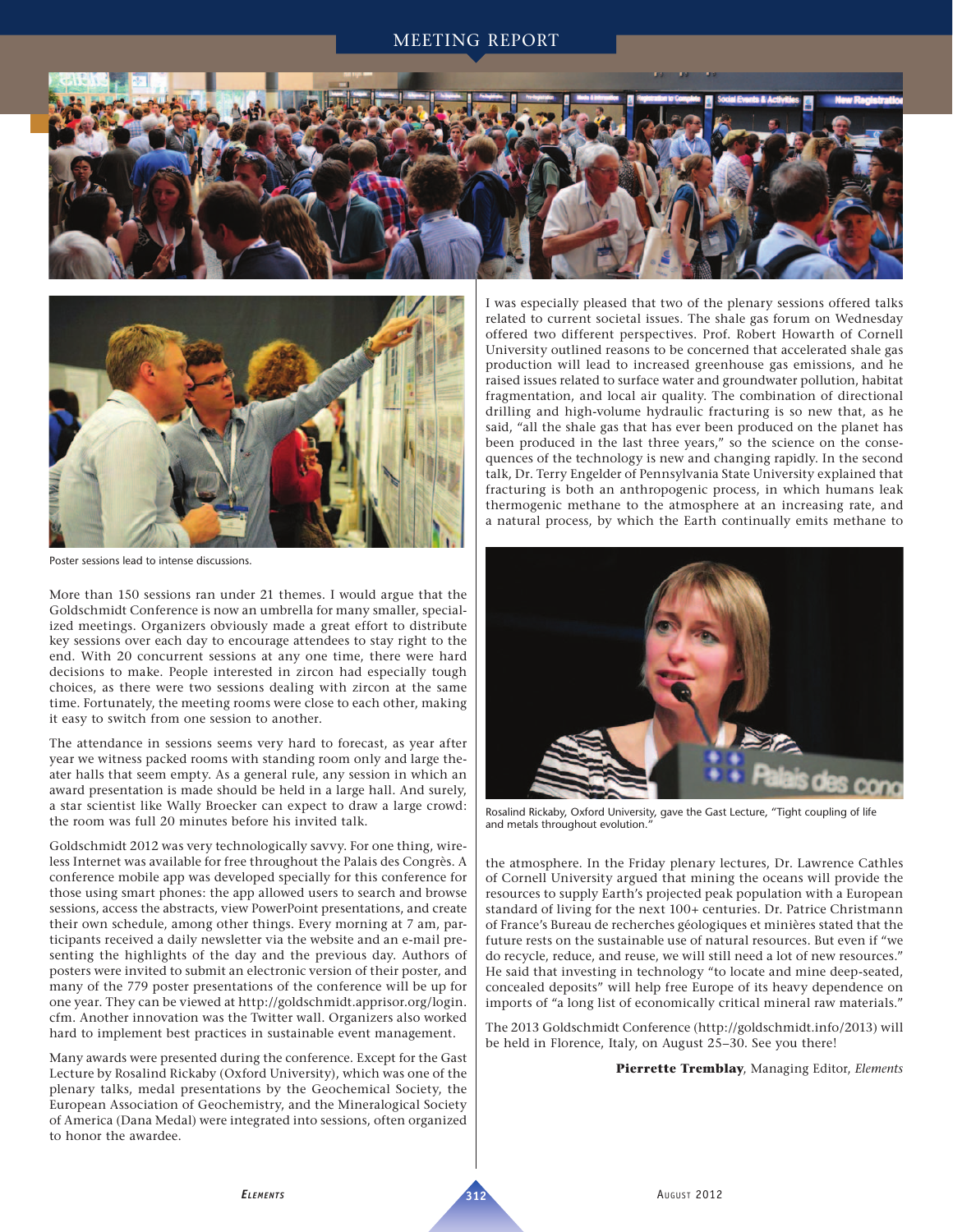Poster sessions lead to intense discussions.

More than 150 sessions ran under 21 themes. I would argue that the Goldschmidt Conference is now an umbrella for many smaller, specialized meetings. Organizers obviously made a great effort to distribute key sessions over each day to encourage attendees to stay right to the end. With 20 concurrent sessions at any one time, there were hard decisions to make. People interested in zircon had especially tough choices, as there were two sessions dealing with zircon at the same time. Fortunately, the meeting rooms were close to each other, making it easy to switch from one session to another.

The attendance in sessions seems very hard to forecast, as year after year we witness packed rooms with standing room only and large theater halls that seem empty. As a general rule, any session in which an award presentation is made should be held in a large hall. And surely, a star scientist like Wally Broecker can expect to draw a large crowd: the room was full 20 minutes before his invited talk.

Goldschmidt 2012 was very technologically savvy. For one thing, wireless Internet was available for free throughout the Palais des Congrès. A conference mobile app was developed specially for this conference for those using smart phones: the app allowed users to search and browse sessions, access the abstracts, view PowerPoint presentations, and create their own schedule, among other things. Every morning at 7 am, participants received a daily newsletter via the website and an e-mail presenting the highlights of the day and the previous day. Authors of posters were invited to submit an electronic version of their poster, and many of the 779 poster presentations of the conference will be up for one year. They can be viewed at http://goldschmidt.apprisor.org/login.cfm. Another innovation was the Twitter wall. Organizers also worked hard to implement best practices in sustainable event management.

Many awards were presented during the conference. Except for the Gast Lecture by Rosalind Rickaby (Oxford University), which was one of the plenary talks, medal presentations by the Geochemical Society, the European Association of Geochemistry, and the Mineralogical Society of America (Dana Medal) were integrated into sessions, often organized to honor the awardee.

I was especially pleased that two of the plenary sessions offered talks related to current societal issues. The shale gas forum on Wednesday offered two different perspectives. Prof. Robert Howarth of Cornell University outlined reasons to be concerned that accelerated shale gas production will lead to increased greenhouse gas emissions, and he raised issues related to surface water and groundwater pollution, habitat fragmentation, and local air quality. The combination of directional drilling and high-volume hydraulic fracturing is so new that, as he said, "all the shale gas that has ever been produced on the planet has been produced in the last three years," so the science on the consequences of the technology is new and changing rapidly. In the second talk, Dr. Terry Engelder of Pennsylvania State University explained that fracturing is both an anthropogenic process, in which humans leak thermogenic methane to the atmosphere at an increasing rate, and a natural process, by which the Earth continually emits methane to the atmosphere. In the Friday plenary lectures, Dr. Lawrence Cathles of Cornell University argued that mining the oceans will provide the resources to supply Earth's projected peak population with a European standard of living for the next 100+ centuries. Dr. Patrice Christmann of France's Bureau de recherches géologiques et minières stated that the future rests on the sustainable use of natural resources. But even if "we do recycle, reduce, and reuse, we will still need a lot of new resources." He said that investing in technology "to locate and mine deep-seated, concealed deposits" will help free Europe of its heavy dependence on imports of "a long list of economically critical mineral raw materials."

Rosalind Rickaby, Oxford University, gave the Gast Lecture, "Tight coupling of life and metals throughout evolution."

The 2013 Goldschmidt Conference (http://goldschmidt.info/2013) will be held in Florence, Italy, on August 25–30. See you there!

**Pierrette Tremblay**, Managing Editor, *Elements*